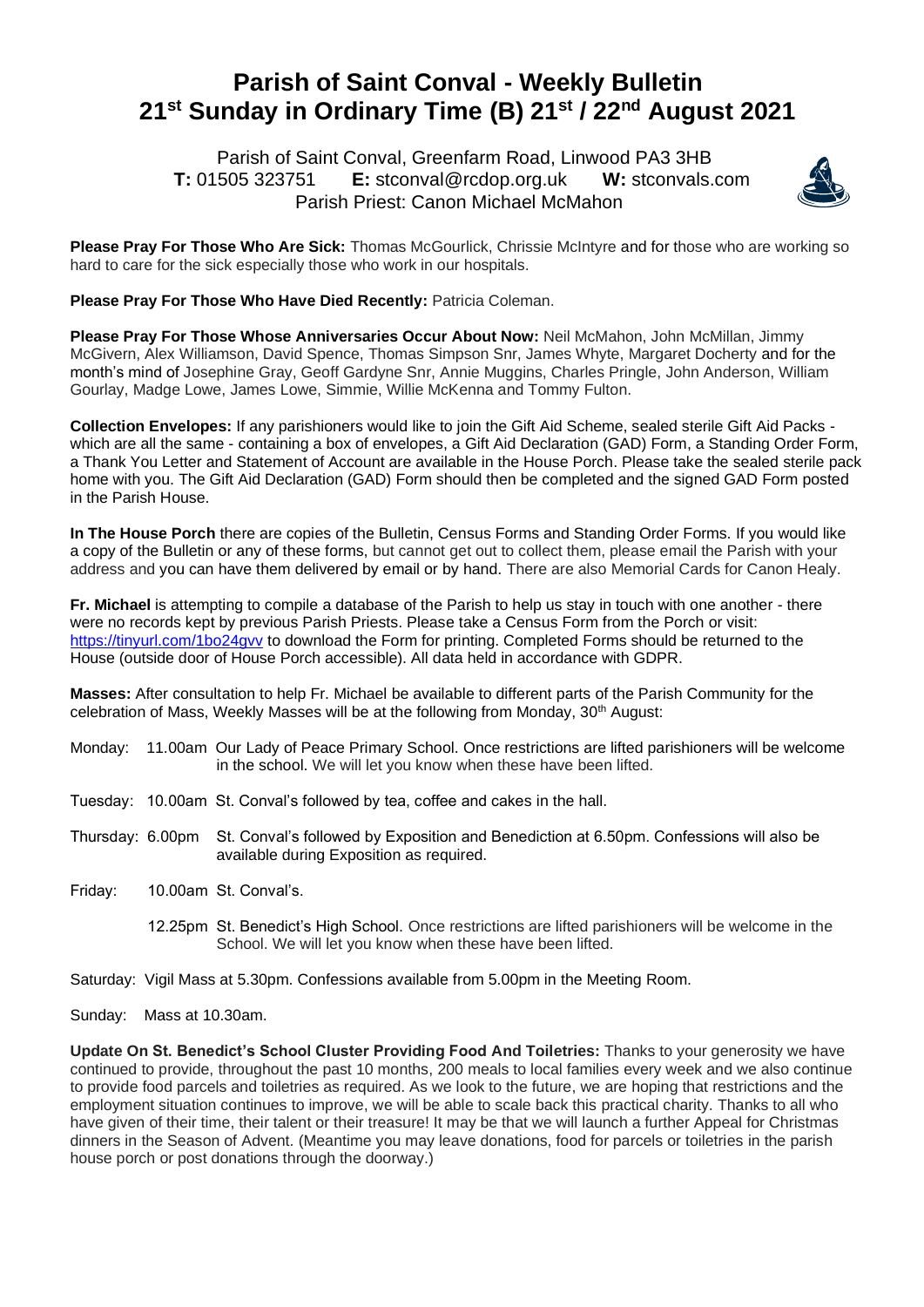# Parish of Saint Conval - Weekly Bulletin
# 21st Sunday in Ordinary Time (B) 21st / 22nd August 2021

Parish of Saint Conval, Greenfarm Road, Linwood PA3 3HB
**T:** 01505 323751 **E:** stconval@rcdop.org.uk **W:** stconvals.com
Parish Priest: Canon Michael McMahon

**Please Pray For Those Who Are Sick:** Thomas McGourlick, Chrissie McIntyre and for those who are working so hard to care for the sick especially those who work in our hospitals.

**Please Pray For Those Who Have Died Recently:** Patricia Coleman.

**Please Pray For Those Whose Anniversaries Occur About Now:** Neil McMahon, John McMillan, Jimmy McGivern, Alex Williamson, David Spence, Thomas Simpson Snr, James Whyte, Margaret Docherty and for the month's mind of Josephine Gray, Geoff Gardyne Snr, Annie Muggins, Charles Pringle, John Anderson, William Gourlay, Madge Lowe, James Lowe, Simmie, Willie McKenna and Tommy Fulton.

**Collection Envelopes:** If any parishioners would like to join the Gift Aid Scheme, sealed sterile Gift Aid Packs - which are all the same - containing a box of envelopes, a Gift Aid Declaration (GAD) Form, a Standing Order Form, a Thank You Letter and Statement of Account are available in the House Porch. Please take the sealed sterile pack home with you. The Gift Aid Declaration (GAD) Form should then be completed and the signed GAD Form posted in the Parish House.

**In The House Porch** there are copies of the Bulletin, Census Forms and Standing Order Forms. If you would like a copy of the Bulletin or any of these forms, but cannot get out to collect them, please email the Parish with your address and you can have them delivered by email or by hand. There are also Memorial Cards for Canon Healy.

**Fr. Michael** is attempting to compile a database of the Parish to help us stay in touch with one another - there were no records kept by previous Parish Priests. Please take a Census Form from the Porch or visit: https://tinyurl.com/1bo24gvv to download the Form for printing. Completed Forms should be returned to the House (outside door of House Porch accessible). All data held in accordance with GDPR.

**Masses:** After consultation to help Fr. Michael be available to different parts of the Parish Community for the celebration of Mass, Weekly Masses will be at the following from Monday, 30th August:

Monday: 11.00am Our Lady of Peace Primary School. Once restrictions are lifted parishioners will be welcome in the school. We will let you know when these have been lifted.

Tuesday: 10.00am St. Conval's followed by tea, coffee and cakes in the hall.

Thursday: 6.00pm St. Conval's followed by Exposition and Benediction at 6.50pm. Confessions will also be available during Exposition as required.

Friday: 10.00am St. Conval's.

12.25pm St. Benedict's High School. Once restrictions are lifted parishioners will be welcome in the School. We will let you know when these have been lifted.

Saturday: Vigil Mass at 5.30pm. Confessions available from 5.00pm in the Meeting Room.

Sunday: Mass at 10.30am.

**Update On St. Benedict's School Cluster Providing Food And Toiletries:** Thanks to your generosity we have continued to provide, throughout the past 10 months, 200 meals to local families every week and we also continue to provide food parcels and toiletries as required. As we look to the future, we are hoping that restrictions and the employment situation continues to improve, we will be able to scale back this practical charity. Thanks to all who have given of their time, their talent or their treasure! It may be that we will launch a further Appeal for Christmas dinners in the Season of Advent. (Meantime you may leave donations, food for parcels or toiletries in the parish house porch or post donations through the doorway.)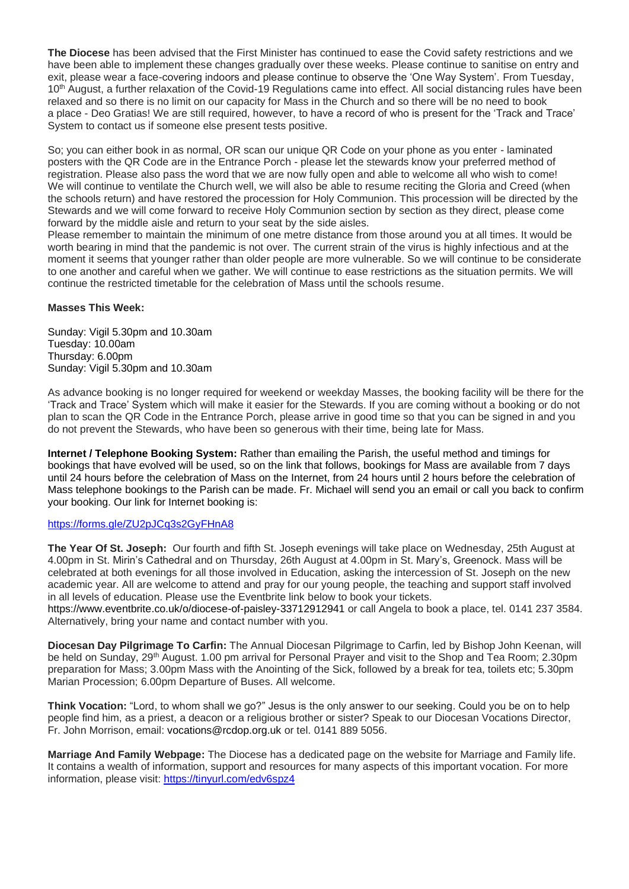**The Diocese** has been advised that the First Minister has continued to ease the Covid safety restrictions and we have been able to implement these changes gradually over these weeks. Please continue to sanitise on entry and exit, please wear a face-covering indoors and please continue to observe the 'One Way System'. From Tuesday, 10th August, a further relaxation of the Covid-19 Regulations came into effect. All social distancing rules have been relaxed and so there is no limit on our capacity for Mass in the Church and so there will be no need to book a place - Deo Gratias! We are still required, however, to have a record of who is present for the 'Track and Trace' System to contact us if someone else present tests positive.

So; you can either book in as normal, OR scan our unique QR Code on your phone as you enter - laminated posters with the QR Code are in the Entrance Porch - please let the stewards know your preferred method of registration. Please also pass the word that we are now fully open and able to welcome all who wish to come! We will continue to ventilate the Church well, we will also be able to resume reciting the Gloria and Creed (when the schools return) and have restored the procession for Holy Communion. This procession will be directed by the Stewards and we will come forward to receive Holy Communion section by section as they direct, please come forward by the middle aisle and return to your seat by the side aisles.
Please remember to maintain the minimum of one metre distance from those around you at all times. It would be worth bearing in mind that the pandemic is not over. The current strain of the virus is highly infectious and at the moment it seems that younger rather than older people are more vulnerable. So we will continue to be considerate to one another and careful when we gather. We will continue to ease restrictions as the situation permits. We will continue the restricted timetable for the celebration of Mass until the schools resume.

**Masses This Week:**

Sunday: Vigil 5.30pm and 10.30am
Tuesday: 10.00am
Thursday: 6.00pm
Sunday: Vigil 5.30pm and 10.30am

As advance booking is no longer required for weekend or weekday Masses, the booking facility will be there for the 'Track and Trace' System which will make it easier for the Stewards. If you are coming without a booking or do not plan to scan the QR Code in the Entrance Porch, please arrive in good time so that you can be signed in and you do not prevent the Stewards, who have been so generous with their time, being late for Mass.

**Internet / Telephone Booking System:** Rather than emailing the Parish, the useful method and timings for bookings that have evolved will be used, so on the link that follows, bookings for Mass are available from 7 days until 24 hours before the celebration of Mass on the Internet, from 24 hours until 2 hours before the celebration of Mass telephone bookings to the Parish can be made. Fr. Michael will send you an email or call you back to confirm your booking. Our link for Internet booking is:

https://forms.gle/ZU2pJCq3s2GyFHnA8

**The Year Of St. Joseph:** Our fourth and fifth St. Joseph evenings will take place on Wednesday, 25th August at 4.00pm in St. Mirin's Cathedral and on Thursday, 26th August at 4.00pm in St. Mary's, Greenock. Mass will be celebrated at both evenings for all those involved in Education, asking the intercession of St. Joseph on the new academic year. All are welcome to attend and pray for our young people, the teaching and support staff involved in all levels of education. Please use the Eventbrite link below to book your tickets.
https://www.eventbrite.co.uk/o/diocese-of-paisley-33712912941 or call Angela to book a place, tel. 0141 237 3584. Alternatively, bring your name and contact number with you.

**Diocesan Day Pilgrimage To Carfin:** The Annual Diocesan Pilgrimage to Carfin, led by Bishop John Keenan, will be held on Sunday, 29th August. 1.00 pm arrival for Personal Prayer and visit to the Shop and Tea Room; 2.30pm preparation for Mass; 3.00pm Mass with the Anointing of the Sick, followed by a break for tea, toilets etc; 5.30pm Marian Procession; 6.00pm Departure of Buses. All welcome.

**Think Vocation:** "Lord, to whom shall we go?" Jesus is the only answer to our seeking. Could you be on to help people find him, as a priest, a deacon or a religious brother or sister? Speak to our Diocesan Vocations Director, Fr. John Morrison, email: vocations@rcdop.org.uk or tel. 0141 889 5056.

**Marriage And Family Webpage:** The Diocese has a dedicated page on the website for Marriage and Family life. It contains a wealth of information, support and resources for many aspects of this important vocation. For more information, please visit: https://tinyurl.com/edv6spz4